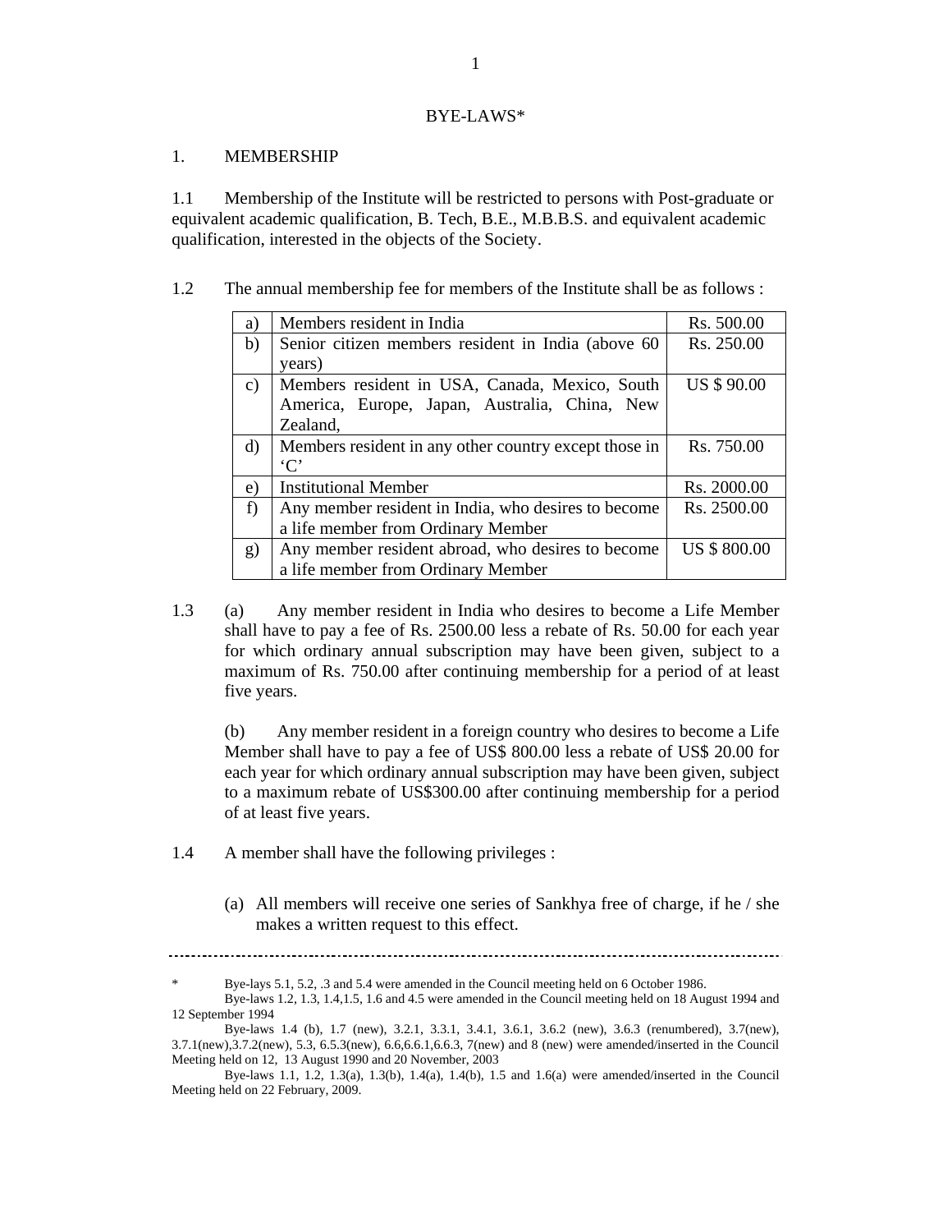# BYE-LAWS*

## 1. MEMBERSHIP

1.1 Membership of the Institute will be restricted to persons with Post-graduate or equivalent academic qualification, B. Tech, B.E., M.B.B.S. and equivalent academic qualification, interested in the objects of the Society.

1.2 The annual membership fee for members of the Institute shall be as follows :

| | | |
|---|---|---|
| a) | Members resident in India | Rs. 500.00 |
| b) | Senior citizen members resident in India (above 60 years) | Rs. 250.00 |
| c) | Members resident in USA, Canada, Mexico, South America, Europe, Japan, Australia, China, New Zealand, | US $ 90.00 |
| d) | Members resident in any other country except those in 'C' | Rs. 750.00 |
| e) | Institutional Member | Rs. 2000.00 |
| f) | Any member resident in India, who desires to become a life member from Ordinary Member | Rs. 2500.00 |
| g) | Any member resident abroad, who desires to become a life member from Ordinary Member | US $ 800.00 |

1.3 (a) Any member resident in India who desires to become a Life Member shall have to pay a fee of Rs. 2500.00 less a rebate of Rs. 50.00 for each year for which ordinary annual subscription may have been given, subject to a maximum of Rs. 750.00 after continuing membership for a period of at least five years.

(b) Any member resident in a foreign country who desires to become a Life Member shall have to pay a fee of US$ 800.00 less a rebate of US$ 20.00 for each year for which ordinary annual subscription may have been given, subject to a maximum rebate of US$300.00 after continuing membership for a period of at least five years.

1.4 A member shall have the following privileges :

(a) All members will receive one series of Sankhya free of charge, if he / she makes a written request to this effect.

---

\* Bye-lays 5.1, 5.2, .3 and 5.4 were amended in the Council meeting held on 6 October 1986.

Bye-laws 1.2, 1.3, 1.4,1.5, 1.6 and 4.5 were amended in the Council meeting held on 18 August 1994 and 12 September 1994

Bye-laws 1.4 (b), 1.7 (new), 3.2.1, 3.3.1, 3.4.1, 3.6.1, 3.6.2 (new), 3.6.3 (renumbered), 3.7(new), 3.7.1(new),3.7.2(new), 5.3, 6.5.3(new), 6.6,6.6.1,6.6.3, 7(new) and 8 (new) were amended/inserted in the Council Meeting held on 12, 13 August 1990 and 20 November, 2003

Bye-laws 1.1, 1.2, 1.3(a), 1.3(b), 1.4(a), 1.4(b), 1.5 and 1.6(a) were amended/inserted in the Council Meeting held on 22 February, 2009.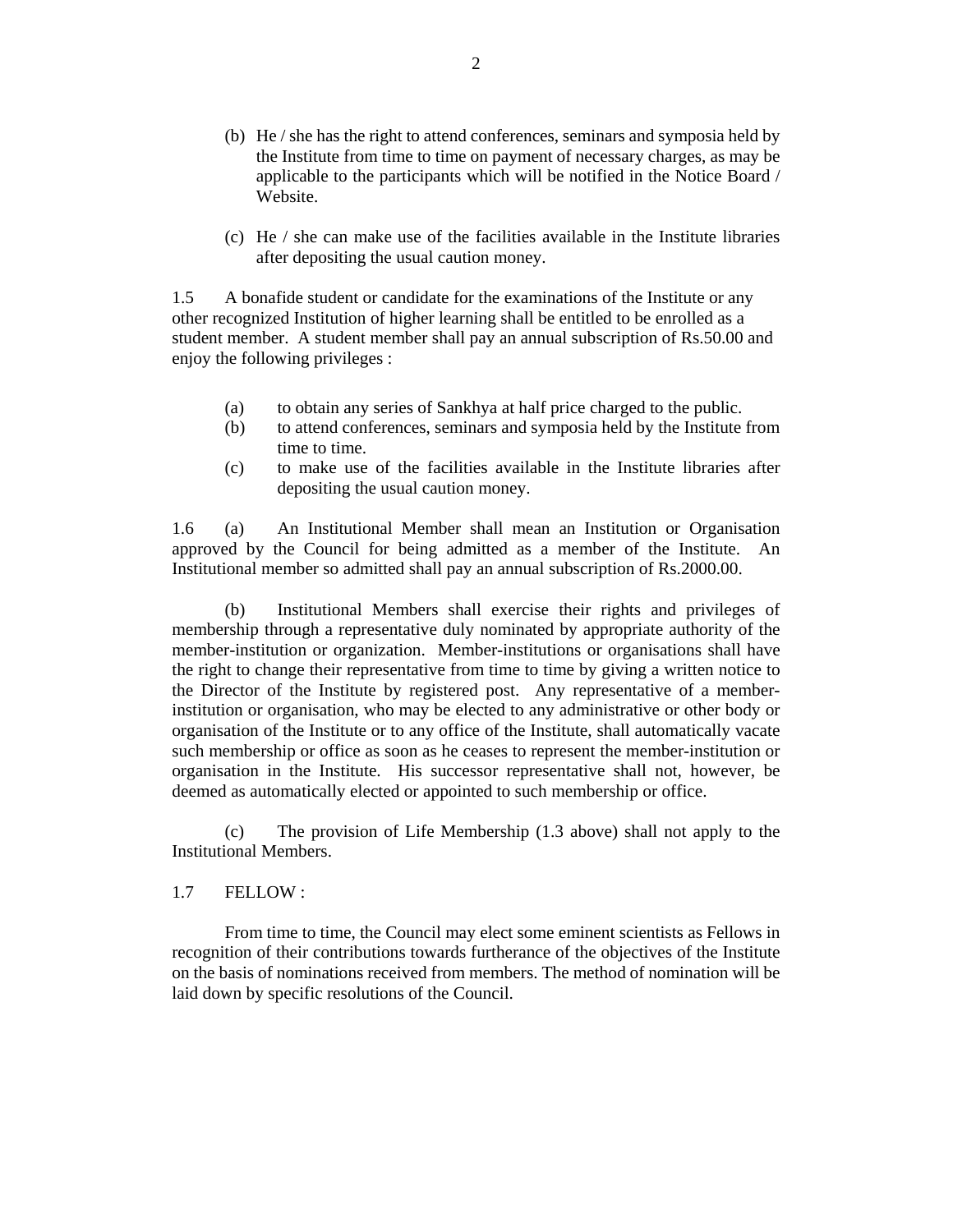(b) He / she has the right to attend conferences, seminars and symposia held by the Institute from time to time on payment of necessary charges, as may be applicable to the participants which will be notified in the Notice Board / Website.

(c) He / she can make use of the facilities available in the Institute libraries after depositing the usual caution money.

1.5 A bonafide student or candidate for the examinations of the Institute or any other recognized Institution of higher learning shall be entitled to be enrolled as a student member. A student member shall pay an annual subscription of Rs.50.00 and enjoy the following privileges :

(a) to obtain any series of Sankhya at half price charged to the public.
(b) to attend conferences, seminars and symposia held by the Institute from time to time.
(c) to make use of the facilities available in the Institute libraries after depositing the usual caution money.

1.6 (a) An Institutional Member shall mean an Institution or Organisation approved by the Council for being admitted as a member of the Institute. An Institutional member so admitted shall pay an annual subscription of Rs.2000.00.

(b) Institutional Members shall exercise their rights and privileges of membership through a representative duly nominated by appropriate authority of the member-institution or organization. Member-institutions or organisations shall have the right to change their representative from time to time by giving a written notice to the Director of the Institute by registered post. Any representative of a member-institution or organisation, who may be elected to any administrative or other body or organisation of the Institute or to any office of the Institute, shall automatically vacate such membership or office as soon as he ceases to represent the member-institution or organisation in the Institute. His successor representative shall not, however, be deemed as automatically elected or appointed to such membership or office.

(c) The provision of Life Membership (1.3 above) shall not apply to the Institutional Members.

1.7 FELLOW :

From time to time, the Council may elect some eminent scientists as Fellows in recognition of their contributions towards furtherance of the objectives of the Institute on the basis of nominations received from members. The method of nomination will be laid down by specific resolutions of the Council.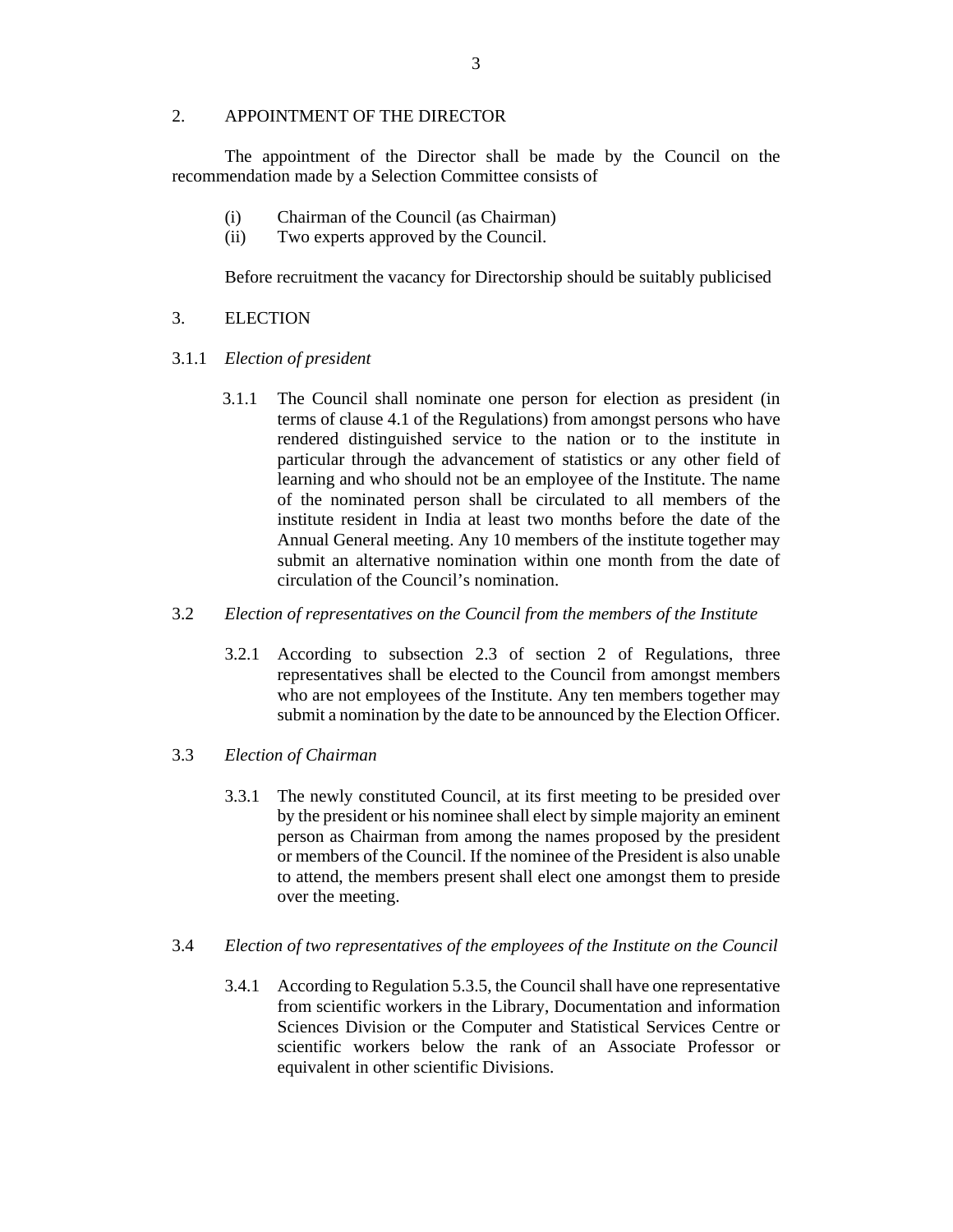## 2. APPOINTMENT OF THE DIRECTOR

The appointment of the Director shall be made by the Council on the recommendation made by a Selection Committee consists of

- (i) Chairman of the Council (as Chairman)
- (ii) Two experts approved by the Council.

Before recruitment the vacancy for Directorship should be suitably publicised

## 3. ELECTION

### 3.1.1 *Election of president*

3.1.1 The Council shall nominate one person for election as president (in terms of clause 4.1 of the Regulations) from amongst persons who have rendered distinguished service to the nation or to the institute in particular through the advancement of statistics or any other field of learning and who should not be an employee of the Institute. The name of the nominated person shall be circulated to all members of the institute resident in India at least two months before the date of the Annual General meeting. Any 10 members of the institute together may submit an alternative nomination within one month from the date of circulation of the Council's nomination.

### 3.2 *Election of representatives on the Council from the members of the Institute*

3.2.1 According to subsection 2.3 of section 2 of Regulations, three representatives shall be elected to the Council from amongst members who are not employees of the Institute. Any ten members together may submit a nomination by the date to be announced by the Election Officer.

### 3.3 *Election of Chairman*

3.3.1 The newly constituted Council, at its first meeting to be presided over by the president or his nominee shall elect by simple majority an eminent person as Chairman from among the names proposed by the president or members of the Council. If the nominee of the President is also unable to attend, the members present shall elect one amongst them to preside over the meeting.

### 3.4 *Election of two representatives of the employees of the Institute on the Council*

3.4.1 According to Regulation 5.3.5, the Council shall have one representative from scientific workers in the Library, Documentation and information Sciences Division or the Computer and Statistical Services Centre or scientific workers below the rank of an Associate Professor or equivalent in other scientific Divisions.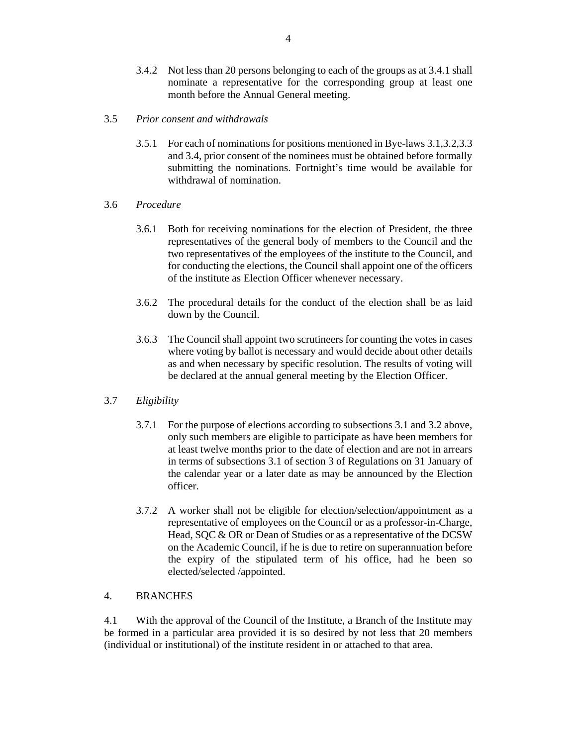3.4.2 Not less than 20 persons belonging to each of the groups as at 3.4.1 shall nominate a representative for the corresponding group at least one month before the Annual General meeting.

3.5 *Prior consent and withdrawals*

3.5.1 For each of nominations for positions mentioned in Bye-laws 3.1,3.2,3.3 and 3.4, prior consent of the nominees must be obtained before formally submitting the nominations. Fortnight's time would be available for withdrawal of nomination.

3.6 *Procedure*

3.6.1 Both for receiving nominations for the election of President, the three representatives of the general body of members to the Council and the two representatives of the employees of the institute to the Council, and for conducting the elections, the Council shall appoint one of the officers of the institute as Election Officer whenever necessary.

3.6.2 The procedural details for the conduct of the election shall be as laid down by the Council.

3.6.3 The Council shall appoint two scrutineers for counting the votes in cases where voting by ballot is necessary and would decide about other details as and when necessary by specific resolution. The results of voting will be declared at the annual general meeting by the Election Officer.

3.7 *Eligibility*

3.7.1 For the purpose of elections according to subsections 3.1 and 3.2 above, only such members are eligible to participate as have been members for at least twelve months prior to the date of election and are not in arrears in terms of subsections 3.1 of section 3 of Regulations on 31 January of the calendar year or a later date as may be announced by the Election officer.

3.7.2 A worker shall not be eligible for election/selection/appointment as a representative of employees on the Council or as a professor-in-Charge, Head, SQC & OR or Dean of Studies or as a representative of the DCSW on the Academic Council, if he is due to retire on superannuation before the expiry of the stipulated term of his office, had he been so elected/selected /appointed.

4. BRANCHES

4.1 With the approval of the Council of the Institute, a Branch of the Institute may be formed in a particular area provided it is so desired by not less that 20 members (individual or institutional) of the institute resident in or attached to that area.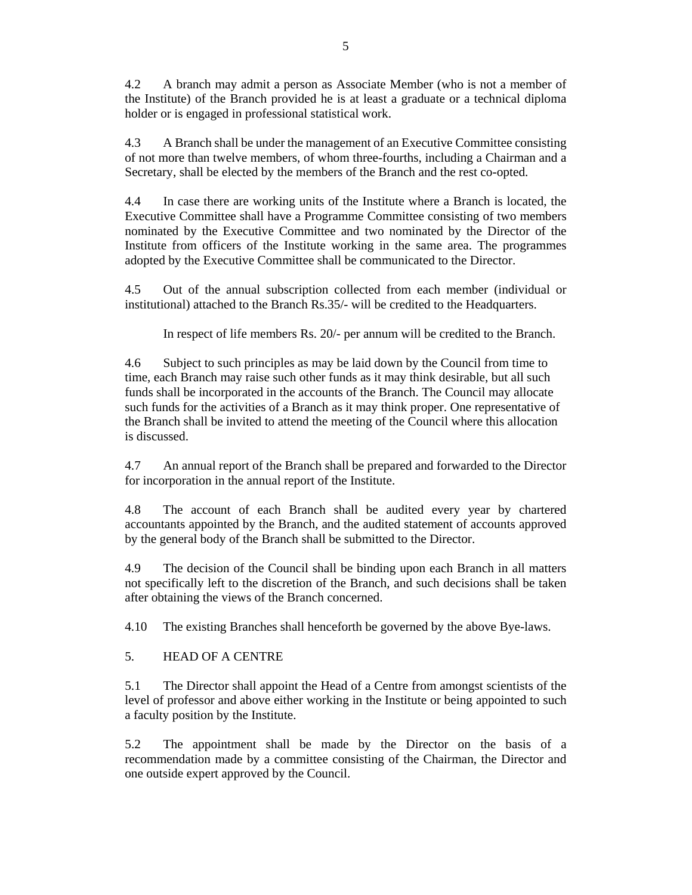4.2 A branch may admit a person as Associate Member (who is not a member of the Institute) of the Branch provided he is at least a graduate or a technical diploma holder or is engaged in professional statistical work.

4.3 A Branch shall be under the management of an Executive Committee consisting of not more than twelve members, of whom three-fourths, including a Chairman and a Secretary, shall be elected by the members of the Branch and the rest co-opted.

4.4 In case there are working units of the Institute where a Branch is located, the Executive Committee shall have a Programme Committee consisting of two members nominated by the Executive Committee and two nominated by the Director of the Institute from officers of the Institute working in the same area. The programmes adopted by the Executive Committee shall be communicated to the Director.

4.5 Out of the annual subscription collected from each member (individual or institutional) attached to the Branch Rs.35/- will be credited to the Headquarters.

In respect of life members Rs. 20/- per annum will be credited to the Branch.

4.6 Subject to such principles as may be laid down by the Council from time to time, each Branch may raise such other funds as it may think desirable, but all such funds shall be incorporated in the accounts of the Branch. The Council may allocate such funds for the activities of a Branch as it may think proper. One representative of the Branch shall be invited to attend the meeting of the Council where this allocation is discussed.

4.7 An annual report of the Branch shall be prepared and forwarded to the Director for incorporation in the annual report of the Institute.

4.8 The account of each Branch shall be audited every year by chartered accountants appointed by the Branch, and the audited statement of accounts approved by the general body of the Branch shall be submitted to the Director.

4.9 The decision of the Council shall be binding upon each Branch in all matters not specifically left to the discretion of the Branch, and such decisions shall be taken after obtaining the views of the Branch concerned.

4.10 The existing Branches shall henceforth be governed by the above Bye-laws.

## 5. HEAD OF A CENTRE

5.1 The Director shall appoint the Head of a Centre from amongst scientists of the level of professor and above either working in the Institute or being appointed to such a faculty position by the Institute.

5.2 The appointment shall be made by the Director on the basis of a recommendation made by a committee consisting of the Chairman, the Director and one outside expert approved by the Council.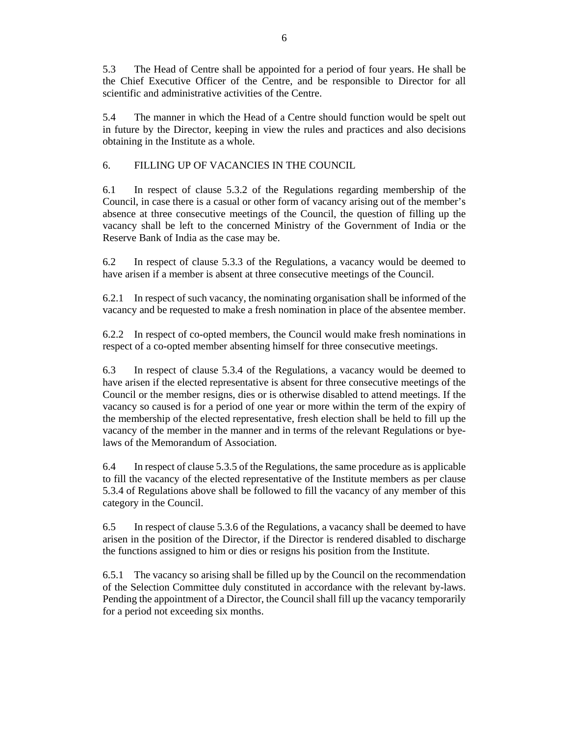5.3 The Head of Centre shall be appointed for a period of four years. He shall be the Chief Executive Officer of the Centre, and be responsible to Director for all scientific and administrative activities of the Centre.

5.4 The manner in which the Head of a Centre should function would be spelt out in future by the Director, keeping in view the rules and practices and also decisions obtaining in the Institute as a whole.

## 6. FILLING UP OF VACANCIES IN THE COUNCIL

6.1 In respect of clause 5.3.2 of the Regulations regarding membership of the Council, in case there is a casual or other form of vacancy arising out of the member's absence at three consecutive meetings of the Council, the question of filling up the vacancy shall be left to the concerned Ministry of the Government of India or the Reserve Bank of India as the case may be.

6.2 In respect of clause 5.3.3 of the Regulations, a vacancy would be deemed to have arisen if a member is absent at three consecutive meetings of the Council.

6.2.1 In respect of such vacancy, the nominating organisation shall be informed of the vacancy and be requested to make a fresh nomination in place of the absentee member.

6.2.2 In respect of co-opted members, the Council would make fresh nominations in respect of a co-opted member absenting himself for three consecutive meetings.

6.3 In respect of clause 5.3.4 of the Regulations, a vacancy would be deemed to have arisen if the elected representative is absent for three consecutive meetings of the Council or the member resigns, dies or is otherwise disabled to attend meetings. If the vacancy so caused is for a period of one year or more within the term of the expiry of the membership of the elected representative, fresh election shall be held to fill up the vacancy of the member in the manner and in terms of the relevant Regulations or bye-laws of the Memorandum of Association.

6.4 In respect of clause 5.3.5 of the Regulations, the same procedure as is applicable to fill the vacancy of the elected representative of the Institute members as per clause 5.3.4 of Regulations above shall be followed to fill the vacancy of any member of this category in the Council.

6.5 In respect of clause 5.3.6 of the Regulations, a vacancy shall be deemed to have arisen in the position of the Director, if the Director is rendered disabled to discharge the functions assigned to him or dies or resigns his position from the Institute.

6.5.1 The vacancy so arising shall be filled up by the Council on the recommendation of the Selection Committee duly constituted in accordance with the relevant by-laws. Pending the appointment of a Director, the Council shall fill up the vacancy temporarily for a period not exceeding six months.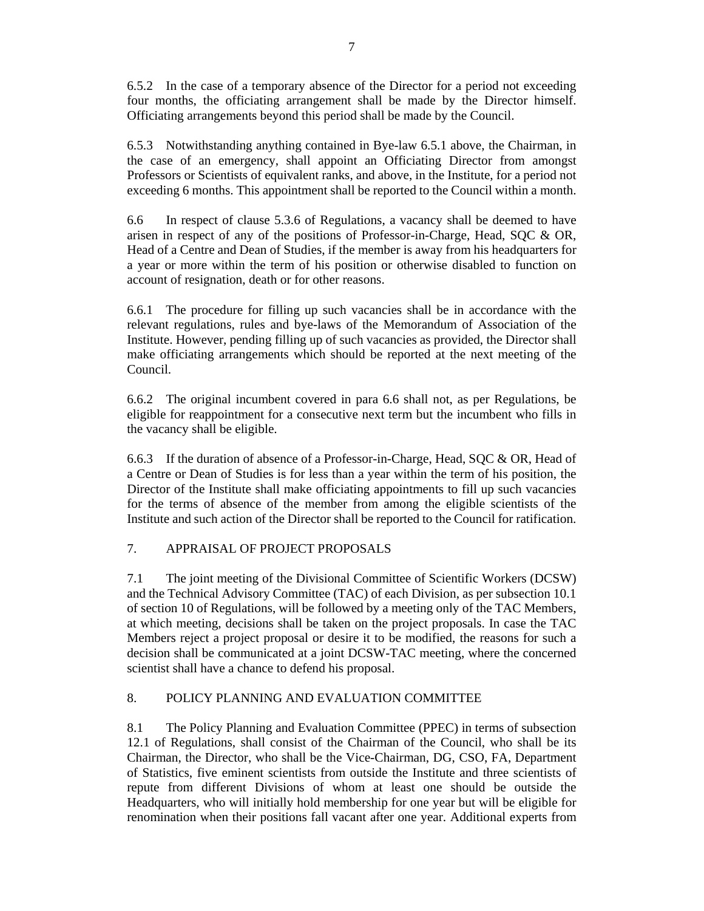6.5.2 In the case of a temporary absence of the Director for a period not exceeding four months, the officiating arrangement shall be made by the Director himself. Officiating arrangements beyond this period shall be made by the Council.

6.5.3 Notwithstanding anything contained in Bye-law 6.5.1 above, the Chairman, in the case of an emergency, shall appoint an Officiating Director from amongst Professors or Scientists of equivalent ranks, and above, in the Institute, for a period not exceeding 6 months. This appointment shall be reported to the Council within a month.

6.6 In respect of clause 5.3.6 of Regulations, a vacancy shall be deemed to have arisen in respect of any of the positions of Professor-in-Charge, Head, SQC & OR, Head of a Centre and Dean of Studies, if the member is away from his headquarters for a year or more within the term of his position or otherwise disabled to function on account of resignation, death or for other reasons.

6.6.1 The procedure for filling up such vacancies shall be in accordance with the relevant regulations, rules and bye-laws of the Memorandum of Association of the Institute. However, pending filling up of such vacancies as provided, the Director shall make officiating arrangements which should be reported at the next meeting of the Council.

6.6.2 The original incumbent covered in para 6.6 shall not, as per Regulations, be eligible for reappointment for a consecutive next term but the incumbent who fills in the vacancy shall be eligible.

6.6.3 If the duration of absence of a Professor-in-Charge, Head, SQC & OR, Head of a Centre or Dean of Studies is for less than a year within the term of his position, the Director of the Institute shall make officiating appointments to fill up such vacancies for the terms of absence of the member from among the eligible scientists of the Institute and such action of the Director shall be reported to the Council for ratification.

## 7. APPRAISAL OF PROJECT PROPOSALS

7.1 The joint meeting of the Divisional Committee of Scientific Workers (DCSW) and the Technical Advisory Committee (TAC) of each Division, as per subsection 10.1 of section 10 of Regulations, will be followed by a meeting only of the TAC Members, at which meeting, decisions shall be taken on the project proposals. In case the TAC Members reject a project proposal or desire it to be modified, the reasons for such a decision shall be communicated at a joint DCSW-TAC meeting, where the concerned scientist shall have a chance to defend his proposal.

## 8. POLICY PLANNING AND EVALUATION COMMITTEE

8.1 The Policy Planning and Evaluation Committee (PPEC) in terms of subsection 12.1 of Regulations, shall consist of the Chairman of the Council, who shall be its Chairman, the Director, who shall be the Vice-Chairman, DG, CSO, FA, Department of Statistics, five eminent scientists from outside the Institute and three scientists of repute from different Divisions of whom at least one should be outside the Headquarters, who will initially hold membership for one year but will be eligible for renomination when their positions fall vacant after one year. Additional experts from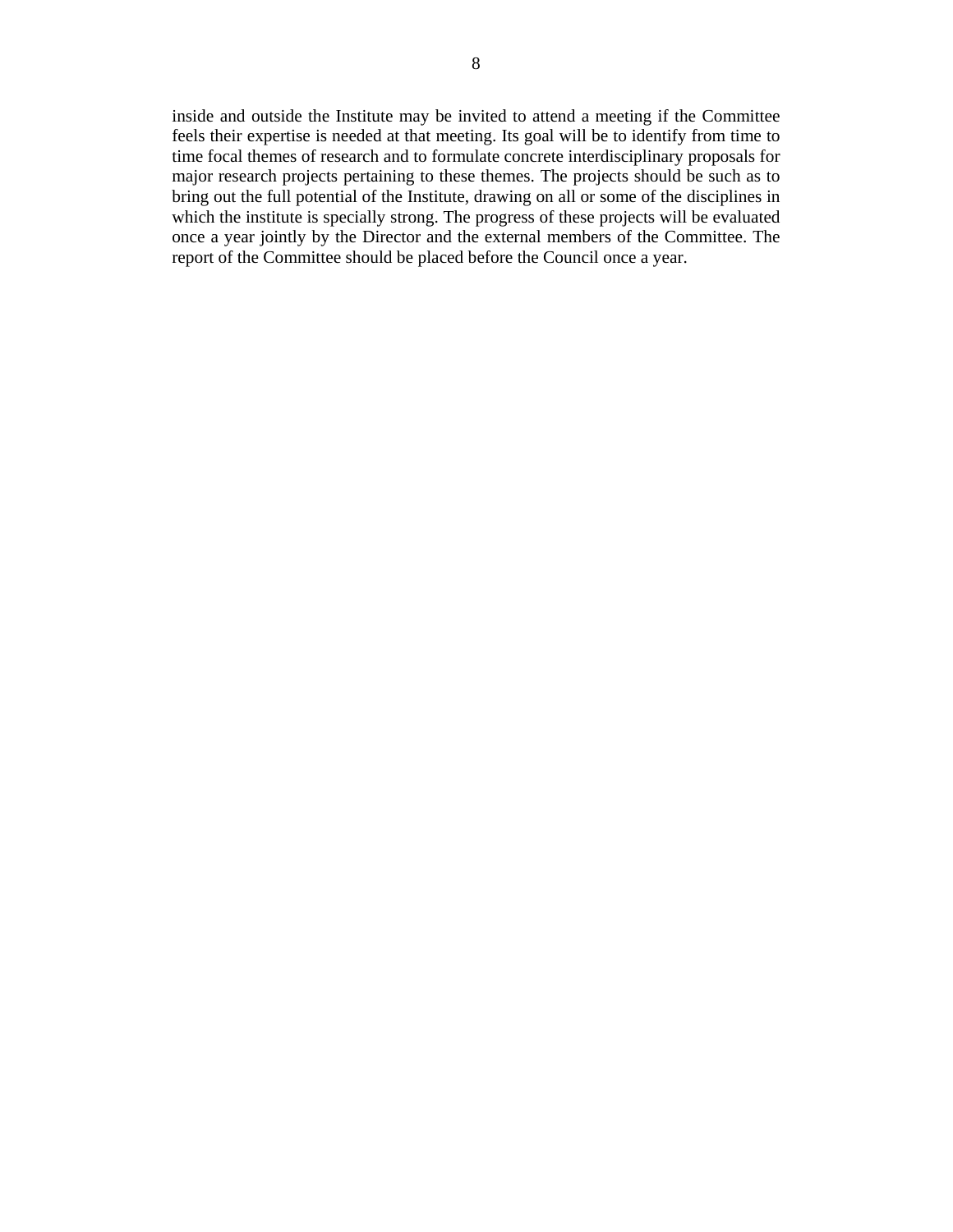inside and outside the Institute may be invited to attend a meeting if the Committee feels their expertise is needed at that meeting. Its goal will be to identify from time to time focal themes of research and to formulate concrete interdisciplinary proposals for major research projects pertaining to these themes. The projects should be such as to bring out the full potential of the Institute, drawing on all or some of the disciplines in which the institute is specially strong. The progress of these projects will be evaluated once a year jointly by the Director and the external members of the Committee. The report of the Committee should be placed before the Council once a year.